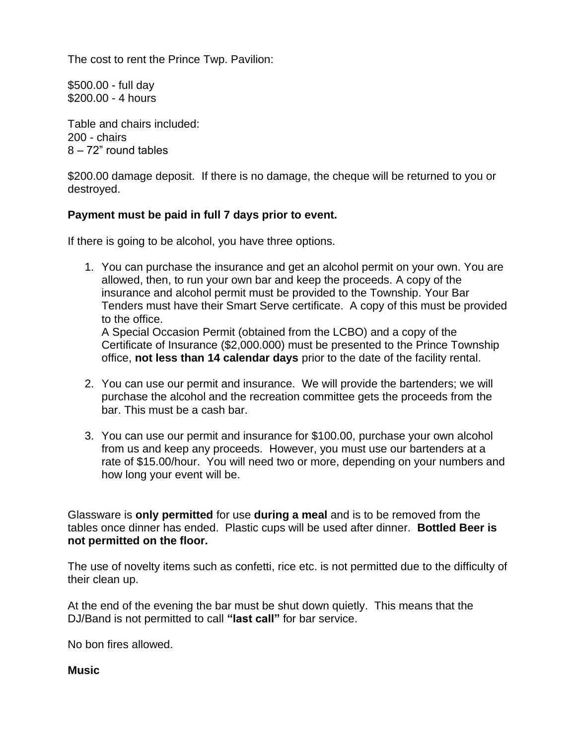The cost to rent the Prince Twp. Pavilion:

$500.00 - full day
$200.00 - 4 hours

Table and chairs included:
200 - chairs
8 – 72" round tables

$200.00 damage deposit. If there is no damage, the cheque will be returned to you or destroyed.

**Payment must be paid in full 7 days prior to event.**

If there is going to be alcohol, you have three options.

1. You can purchase the insurance and get an alcohol permit on your own. You are allowed, then, to run your own bar and keep the proceeds. A copy of the insurance and alcohol permit must be provided to the Township. Your Bar Tenders must have their Smart Serve certificate. A copy of this must be provided to the office.
   A Special Occasion Permit (obtained from the LCBO) and a copy of the Certificate of Insurance ($2,000.000) must be presented to the Prince Township office, **not less than 14 calendar days** prior to the date of the facility rental.

2. You can use our permit and insurance. We will provide the bartenders; we will purchase the alcohol and the recreation committee gets the proceeds from the bar. This must be a cash bar.

3. You can use our permit and insurance for $100.00, purchase your own alcohol from us and keep any proceeds. However, you must use our bartenders at a rate of $15.00/hour. You will need two or more, depending on your numbers and how long your event will be.

Glassware is **only permitted** for use **during a meal** and is to be removed from the tables once dinner has ended. Plastic cups will be used after dinner. **Bottled Beer is not permitted on the floor.**

The use of novelty items such as confetti, rice etc. is not permitted due to the difficulty of their clean up.

At the end of the evening the bar must be shut down quietly. This means that the DJ/Band is not permitted to call **"last call"** for bar service.

No bon fires allowed.

**Music**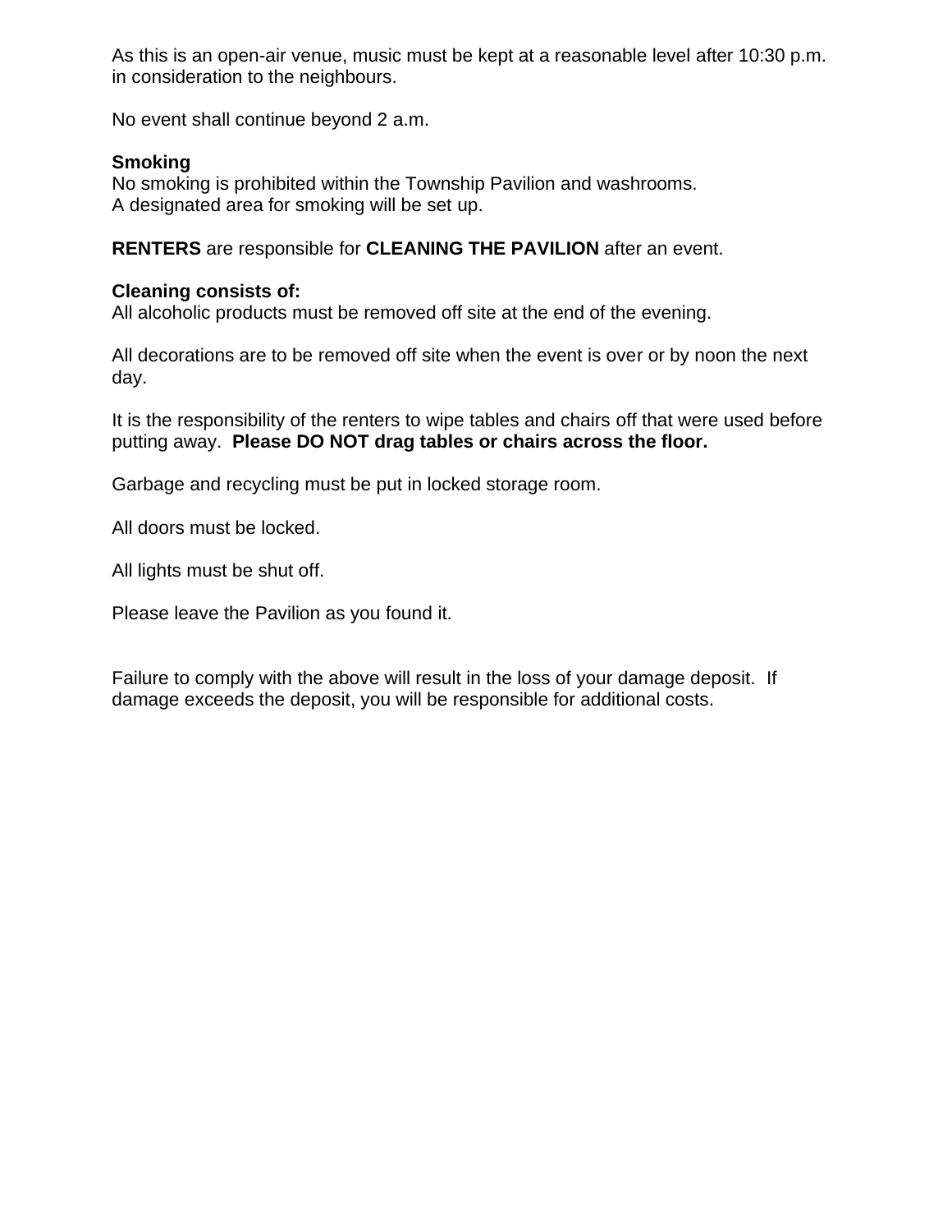As this is an open-air venue, music must be kept at a reasonable level after 10:30 p.m. in consideration to the neighbours.

No event shall continue beyond 2 a.m.

**Smoking**
No smoking is prohibited within the Township Pavilion and washrooms.
A designated area for smoking will be set up.

**RENTERS** are responsible for **CLEANING THE PAVILION** after an event.

**Cleaning consists of:**
All alcoholic products must be removed off site at the end of the evening.

All decorations are to be removed off site when the event is over or by noon the next day.

It is the responsibility of the renters to wipe tables and chairs off that were used before putting away. **Please DO NOT drag tables or chairs across the floor.**

Garbage and recycling must be put in locked storage room.

All doors must be locked.

All lights must be shut off.

Please leave the Pavilion as you found it.

Failure to comply with the above will result in the loss of your damage deposit. If damage exceeds the deposit, you will be responsible for additional costs.